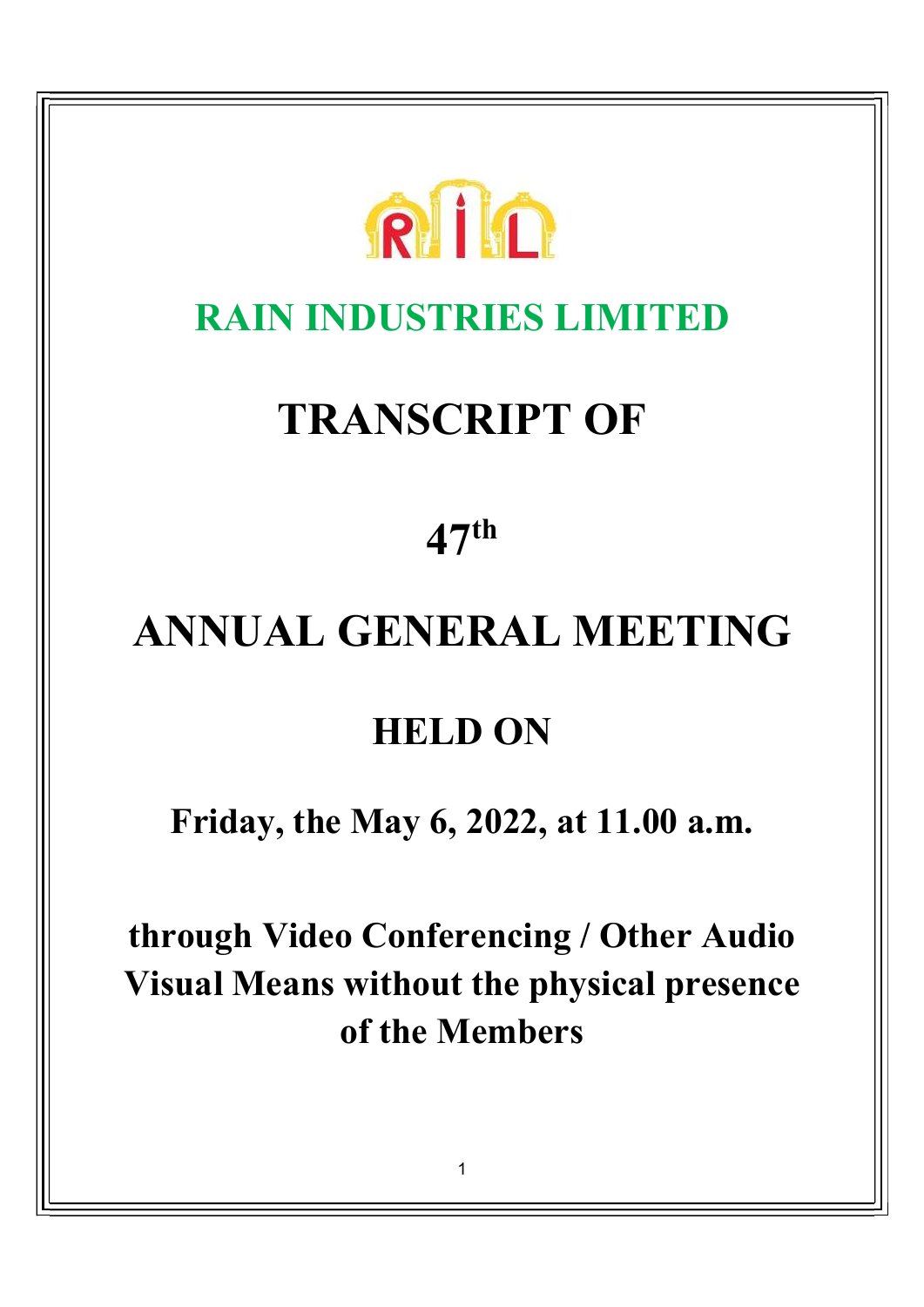RIL

# RAIN INDUSTRIES LIMITED

# TRANSCRIPT OF

# 47th

# ANNUAL GENERAL MEETING

## HELD ON

**Friday, the May 6, 2022, at 11.00 a.m.**

**through Video Conferencing / Other Audio Visual Means without the physical presence of the Members**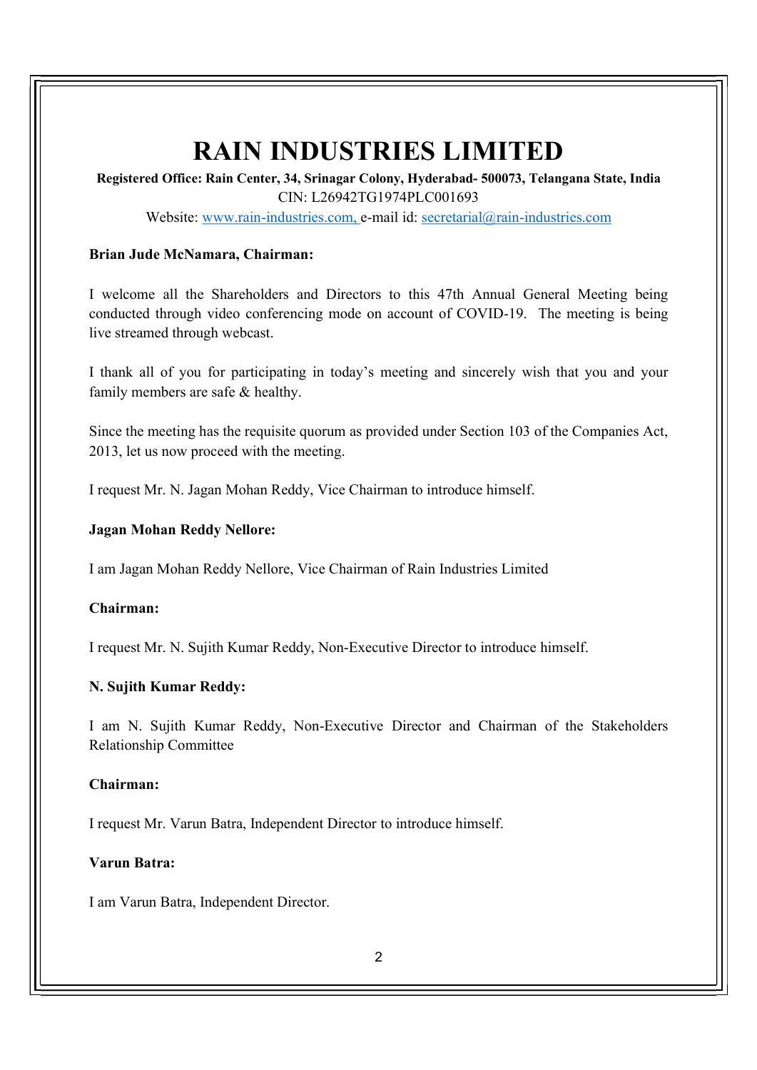# RAIN INDUSTRIES LIMITED

**Registered Office: Rain Center, 34, Srinagar Colony, Hyderabad- 500073, Telangana State, India**
CIN: L26942TG1974PLC001693
Website: www.rain-industries.com, e-mail id: secretarial@rain-industries.com

**Brian Jude McNamara, Chairman:**

I welcome all the Shareholders and Directors to this 47th Annual General Meeting being conducted through video conferencing mode on account of COVID-19. The meeting is being live streamed through webcast.

I thank all of you for participating in today's meeting and sincerely wish that you and your family members are safe & healthy.

Since the meeting has the requisite quorum as provided under Section 103 of the Companies Act, 2013, let us now proceed with the meeting.

I request Mr. N. Jagan Mohan Reddy, Vice Chairman to introduce himself.

**Jagan Mohan Reddy Nellore:**

I am Jagan Mohan Reddy Nellore, Vice Chairman of Rain Industries Limited

**Chairman:**

I request Mr. N. Sujith Kumar Reddy, Non-Executive Director to introduce himself.

**N. Sujith Kumar Reddy:**

I am N. Sujith Kumar Reddy, Non-Executive Director and Chairman of the Stakeholders Relationship Committee

**Chairman:**

I request Mr. Varun Batra, Independent Director to introduce himself.

**Varun Batra:**

I am Varun Batra, Independent Director.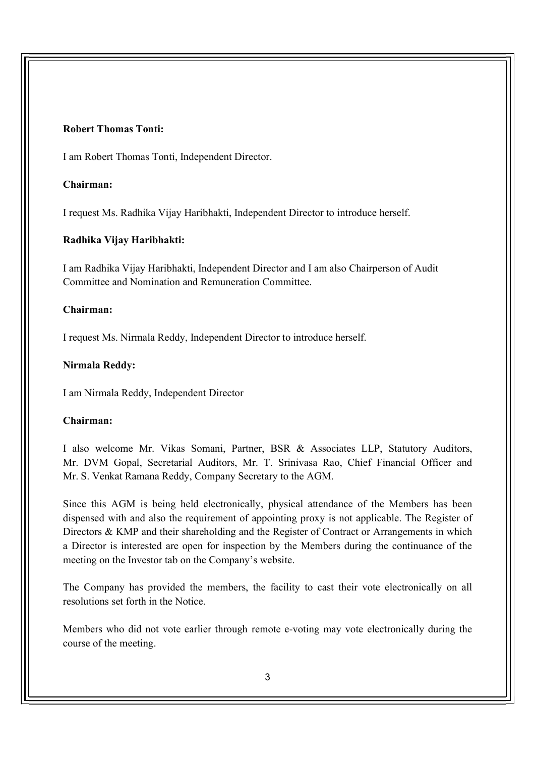**Robert Thomas Tonti:**

I am Robert Thomas Tonti, Independent Director.

**Chairman:**

I request Ms. Radhika Vijay Haribhakti, Independent Director to introduce herself.

**Radhika Vijay Haribhakti:**

I am Radhika Vijay Haribhakti, Independent Director and I am also Chairperson of Audit Committee and Nomination and Remuneration Committee.

**Chairman:**

I request Ms. Nirmala Reddy, Independent Director to introduce herself.

**Nirmala Reddy:**

I am Nirmala Reddy, Independent Director

**Chairman:**

I also welcome Mr. Vikas Somani, Partner, BSR & Associates LLP, Statutory Auditors, Mr. DVM Gopal, Secretarial Auditors, Mr. T. Srinivasa Rao, Chief Financial Officer and Mr. S. Venkat Ramana Reddy, Company Secretary to the AGM.

Since this AGM is being held electronically, physical attendance of the Members has been dispensed with and also the requirement of appointing proxy is not applicable. The Register of Directors & KMP and their shareholding and the Register of Contract or Arrangements in which a Director is interested are open for inspection by the Members during the continuance of the meeting on the Investor tab on the Company's website.

The Company has provided the members, the facility to cast their vote electronically on all resolutions set forth in the Notice.

Members who did not vote earlier through remote e-voting may vote electronically during the course of the meeting.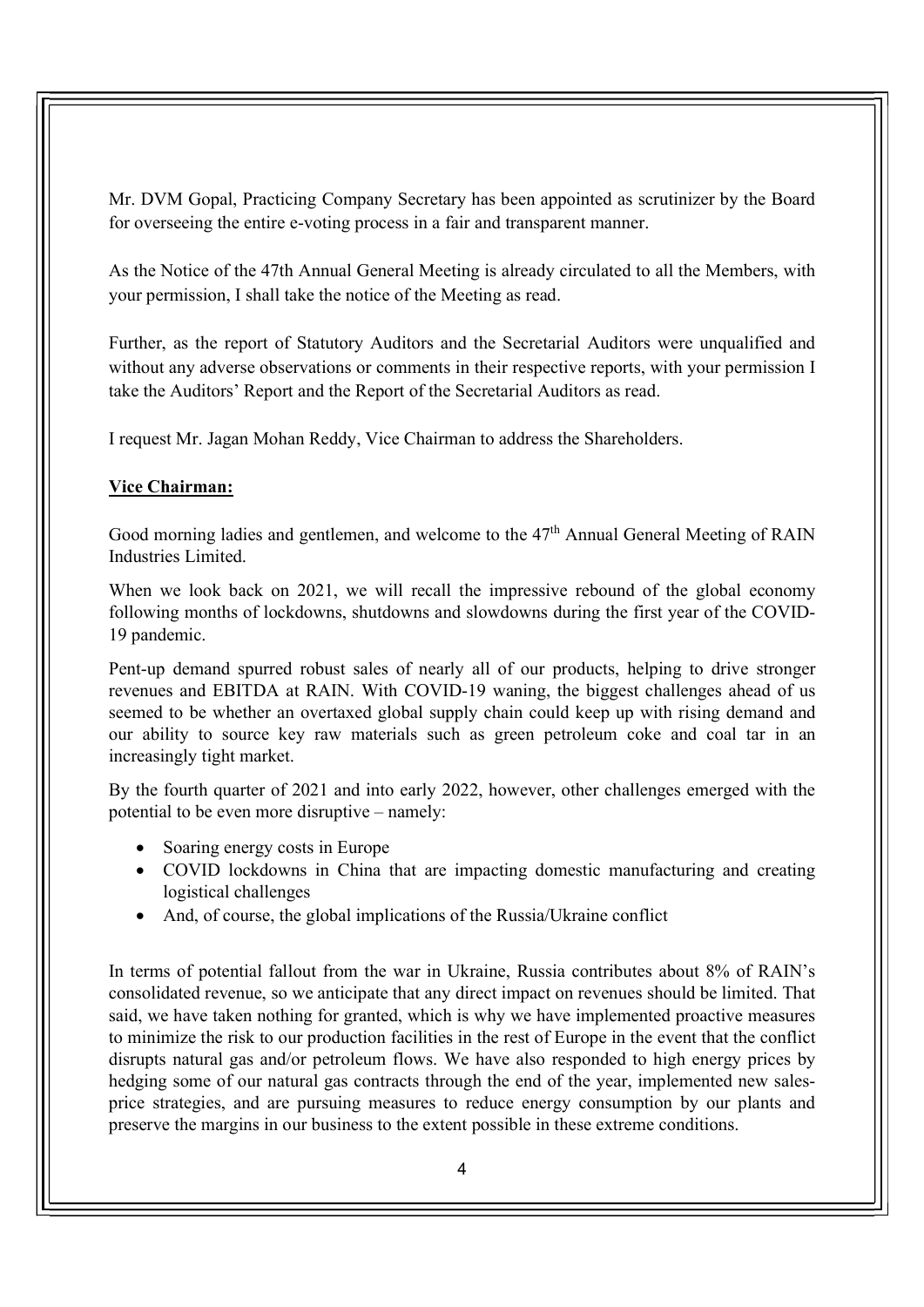Mr. DVM Gopal, Practicing Company Secretary has been appointed as scrutinizer by the Board for overseeing the entire e-voting process in a fair and transparent manner.

As the Notice of the 47th Annual General Meeting is already circulated to all the Members, with your permission, I shall take the notice of the Meeting as read.

Further, as the report of Statutory Auditors and the Secretarial Auditors were unqualified and without any adverse observations or comments in their respective reports, with your permission I take the Auditors' Report and the Report of the Secretarial Auditors as read.

I request Mr. Jagan Mohan Reddy, Vice Chairman to address the Shareholders.

**Vice Chairman:**

Good morning ladies and gentlemen, and welcome to the 47th Annual General Meeting of RAIN Industries Limited.

When we look back on 2021, we will recall the impressive rebound of the global economy following months of lockdowns, shutdowns and slowdowns during the first year of the COVID-19 pandemic.

Pent-up demand spurred robust sales of nearly all of our products, helping to drive stronger revenues and EBITDA at RAIN. With COVID-19 waning, the biggest challenges ahead of us seemed to be whether an overtaxed global supply chain could keep up with rising demand and our ability to source key raw materials such as green petroleum coke and coal tar in an increasingly tight market.

By the fourth quarter of 2021 and into early 2022, however, other challenges emerged with the potential to be even more disruptive – namely:

- Soaring energy costs in Europe
- COVID lockdowns in China that are impacting domestic manufacturing and creating logistical challenges
- And, of course, the global implications of the Russia/Ukraine conflict

In terms of potential fallout from the war in Ukraine, Russia contributes about 8% of RAIN's consolidated revenue, so we anticipate that any direct impact on revenues should be limited. That said, we have taken nothing for granted, which is why we have implemented proactive measures to minimize the risk to our production facilities in the rest of Europe in the event that the conflict disrupts natural gas and/or petroleum flows. We have also responded to high energy prices by hedging some of our natural gas contracts through the end of the year, implemented new sales-price strategies, and are pursuing measures to reduce energy consumption by our plants and preserve the margins in our business to the extent possible in these extreme conditions.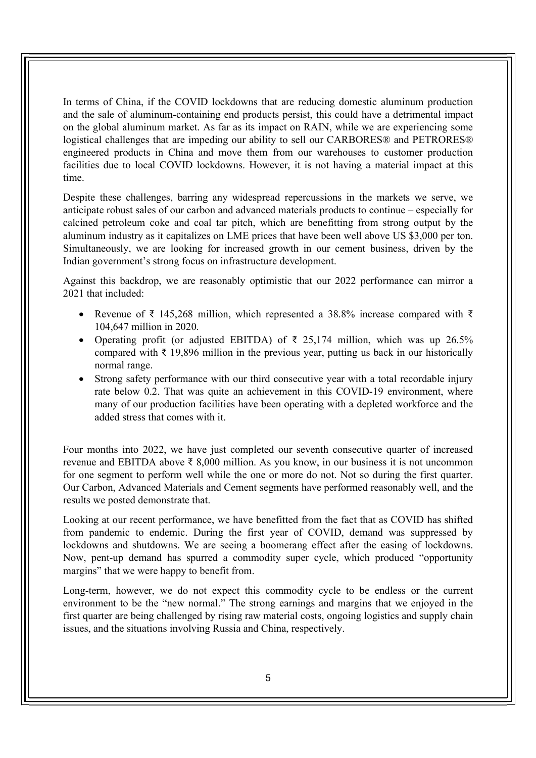In terms of China, if the COVID lockdowns that are reducing domestic aluminum production and the sale of aluminum-containing end products persist, this could have a detrimental impact on the global aluminum market. As far as its impact on RAIN, while we are experiencing some logistical challenges that are impeding our ability to sell our CARBORES® and PETRORES® engineered products in China and move them from our warehouses to customer production facilities due to local COVID lockdowns. However, it is not having a material impact at this time.

Despite these challenges, barring any widespread repercussions in the markets we serve, we anticipate robust sales of our carbon and advanced materials products to continue – especially for calcined petroleum coke and coal tar pitch, which are benefitting from strong output by the aluminum industry as it capitalizes on LME prices that have been well above US $3,000 per ton. Simultaneously, we are looking for increased growth in our cement business, driven by the Indian government's strong focus on infrastructure development.

Against this backdrop, we are reasonably optimistic that our 2022 performance can mirror a 2021 that included:

- Revenue of ₹ 145,268 million, which represented a 38.8% increase compared with ₹ 104,647 million in 2020.
- Operating profit (or adjusted EBITDA) of ₹ 25,174 million, which was up 26.5% compared with ₹ 19,896 million in the previous year, putting us back in our historically normal range.
- Strong safety performance with our third consecutive year with a total recordable injury rate below 0.2. That was quite an achievement in this COVID-19 environment, where many of our production facilities have been operating with a depleted workforce and the added stress that comes with it.

Four months into 2022, we have just completed our seventh consecutive quarter of increased revenue and EBITDA above ₹ 8,000 million. As you know, in our business it is not uncommon for one segment to perform well while the one or more do not. Not so during the first quarter. Our Carbon, Advanced Materials and Cement segments have performed reasonably well, and the results we posted demonstrate that.

Looking at our recent performance, we have benefitted from the fact that as COVID has shifted from pandemic to endemic. During the first year of COVID, demand was suppressed by lockdowns and shutdowns. We are seeing a boomerang effect after the easing of lockdowns. Now, pent-up demand has spurred a commodity super cycle, which produced "opportunity margins" that we were happy to benefit from.

Long-term, however, we do not expect this commodity cycle to be endless or the current environment to be the "new normal." The strong earnings and margins that we enjoyed in the first quarter are being challenged by rising raw material costs, ongoing logistics and supply chain issues, and the situations involving Russia and China, respectively.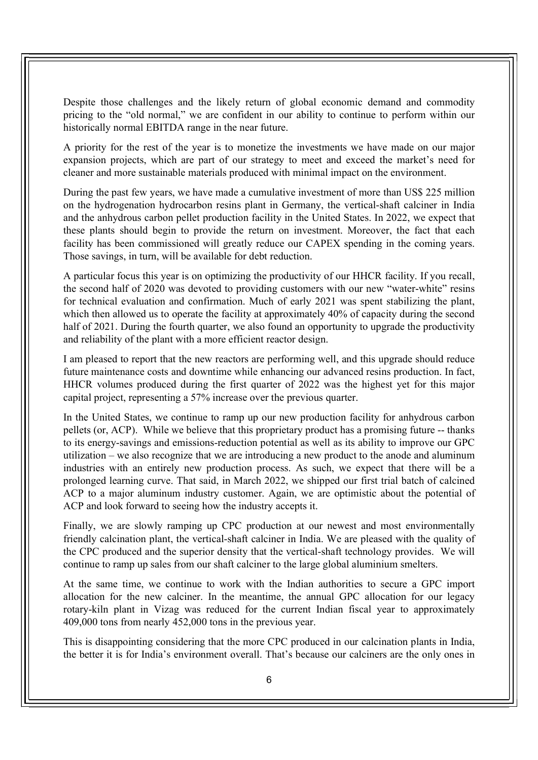Despite those challenges and the likely return of global economic demand and commodity pricing to the "old normal," we are confident in our ability to continue to perform within our historically normal EBITDA range in the near future.

A priority for the rest of the year is to monetize the investments we have made on our major expansion projects, which are part of our strategy to meet and exceed the market's need for cleaner and more sustainable materials produced with minimal impact on the environment.

During the past few years, we have made a cumulative investment of more than US$ 225 million on the hydrogenation hydrocarbon resins plant in Germany, the vertical-shaft calciner in India and the anhydrous carbon pellet production facility in the United States. In 2022, we expect that these plants should begin to provide the return on investment. Moreover, the fact that each facility has been commissioned will greatly reduce our CAPEX spending in the coming years. Those savings, in turn, will be available for debt reduction.

A particular focus this year is on optimizing the productivity of our HHCR facility. If you recall, the second half of 2020 was devoted to providing customers with our new "water-white" resins for technical evaluation and confirmation. Much of early 2021 was spent stabilizing the plant, which then allowed us to operate the facility at approximately 40% of capacity during the second half of 2021. During the fourth quarter, we also found an opportunity to upgrade the productivity and reliability of the plant with a more efficient reactor design.

I am pleased to report that the new reactors are performing well, and this upgrade should reduce future maintenance costs and downtime while enhancing our advanced resins production. In fact, HHCR volumes produced during the first quarter of 2022 was the highest yet for this major capital project, representing a 57% increase over the previous quarter.

In the United States, we continue to ramp up our new production facility for anhydrous carbon pellets (or, ACP). While we believe that this proprietary product has a promising future -- thanks to its energy-savings and emissions-reduction potential as well as its ability to improve our GPC utilization – we also recognize that we are introducing a new product to the anode and aluminum industries with an entirely new production process. As such, we expect that there will be a prolonged learning curve. That said, in March 2022, we shipped our first trial batch of calcined ACP to a major aluminum industry customer. Again, we are optimistic about the potential of ACP and look forward to seeing how the industry accepts it.

Finally, we are slowly ramping up CPC production at our newest and most environmentally friendly calcination plant, the vertical-shaft calciner in India. We are pleased with the quality of the CPC produced and the superior density that the vertical-shaft technology provides. We will continue to ramp up sales from our shaft calciner to the large global aluminium smelters.

At the same time, we continue to work with the Indian authorities to secure a GPC import allocation for the new calciner. In the meantime, the annual GPC allocation for our legacy rotary-kiln plant in Vizag was reduced for the current Indian fiscal year to approximately 409,000 tons from nearly 452,000 tons in the previous year.

This is disappointing considering that the more CPC produced in our calcination plants in India, the better it is for India's environment overall. That's because our calciners are the only ones in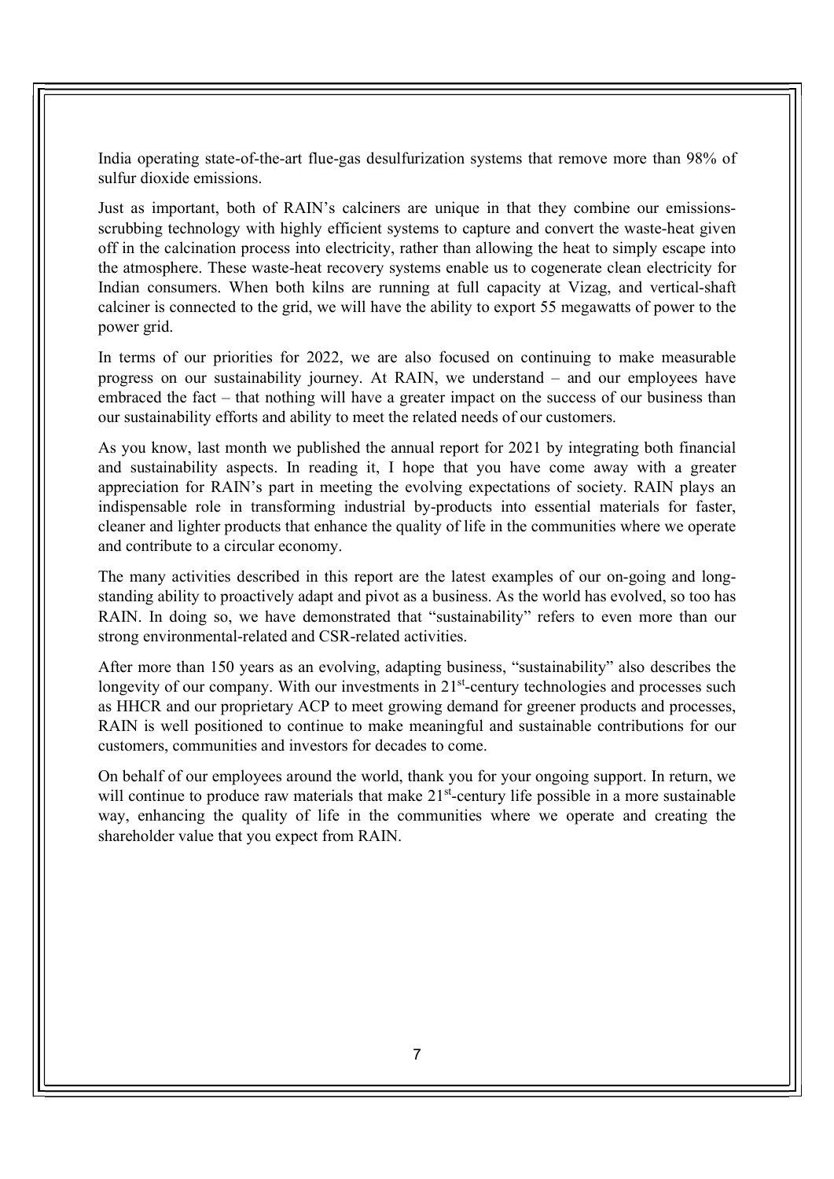India operating state-of-the-art flue-gas desulfurization systems that remove more than 98% of sulfur dioxide emissions.

Just as important, both of RAIN's calciners are unique in that they combine our emissions-scrubbing technology with highly efficient systems to capture and convert the waste-heat given off in the calcination process into electricity, rather than allowing the heat to simply escape into the atmosphere. These waste-heat recovery systems enable us to cogenerate clean electricity for Indian consumers. When both kilns are running at full capacity at Vizag, and vertical-shaft calciner is connected to the grid, we will have the ability to export 55 megawatts of power to the power grid.

In terms of our priorities for 2022, we are also focused on continuing to make measurable progress on our sustainability journey. At RAIN, we understand – and our employees have embraced the fact – that nothing will have a greater impact on the success of our business than our sustainability efforts and ability to meet the related needs of our customers.

As you know, last month we published the annual report for 2021 by integrating both financial and sustainability aspects. In reading it, I hope that you have come away with a greater appreciation for RAIN's part in meeting the evolving expectations of society. RAIN plays an indispensable role in transforming industrial by-products into essential materials for faster, cleaner and lighter products that enhance the quality of life in the communities where we operate and contribute to a circular economy.

The many activities described in this report are the latest examples of our on-going and long-standing ability to proactively adapt and pivot as a business. As the world has evolved, so too has RAIN. In doing so, we have demonstrated that "sustainability" refers to even more than our strong environmental-related and CSR-related activities.

After more than 150 years as an evolving, adapting business, "sustainability" also describes the longevity of our company. With our investments in 21st-century technologies and processes such as HHCR and our proprietary ACP to meet growing demand for greener products and processes, RAIN is well positioned to continue to make meaningful and sustainable contributions for our customers, communities and investors for decades to come.

On behalf of our employees around the world, thank you for your ongoing support. In return, we will continue to produce raw materials that make 21st-century life possible in a more sustainable way, enhancing the quality of life in the communities where we operate and creating the shareholder value that you expect from RAIN.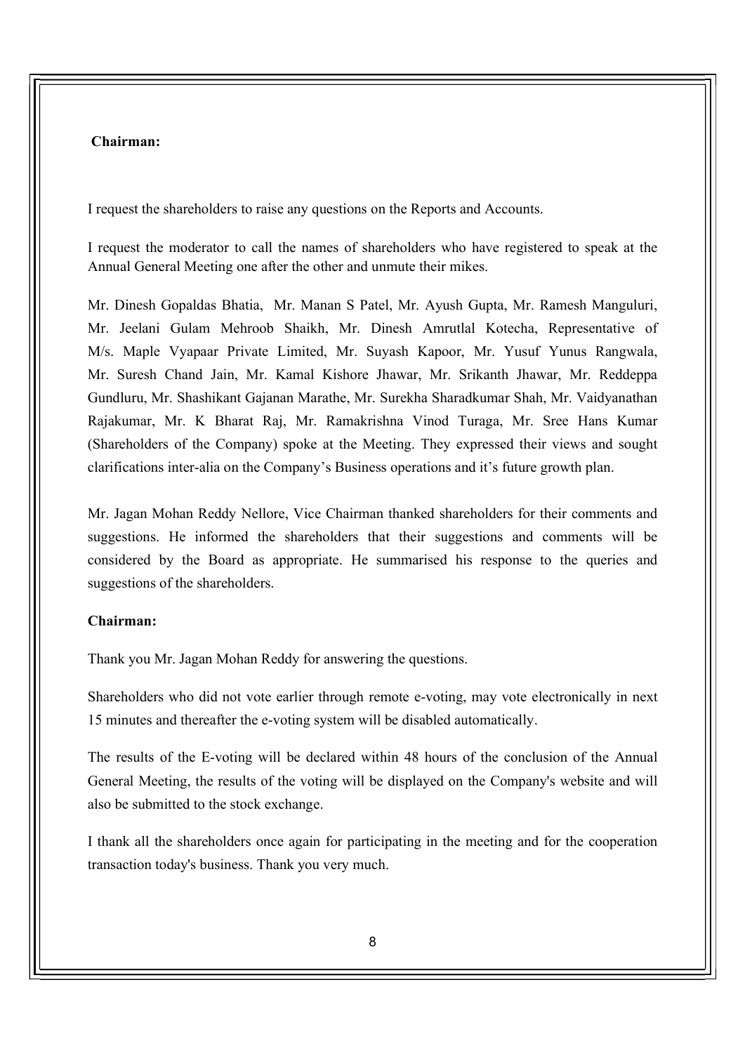**Chairman:**

I request the shareholders to raise any questions on the Reports and Accounts.

I request the moderator to call the names of shareholders who have registered to speak at the Annual General Meeting one after the other and unmute their mikes.

Mr. Dinesh Gopaldas Bhatia, Mr. Manan S Patel, Mr. Ayush Gupta, Mr. Ramesh Manguluri, Mr. Jeelani Gulam Mehroob Shaikh, Mr. Dinesh Amrutlal Kotecha, Representative of M/s. Maple Vyapaar Private Limited, Mr. Suyash Kapoor, Mr. Yusuf Yunus Rangwala, Mr. Suresh Chand Jain, Mr. Kamal Kishore Jhawar, Mr. Srikanth Jhawar, Mr. Reddeppa Gundluru, Mr. Shashikant Gajanan Marathe, Mr. Surekha Sharadkumar Shah, Mr. Vaidyanathan Rajakumar, Mr. K Bharat Raj, Mr. Ramakrishna Vinod Turaga, Mr. Sree Hans Kumar (Shareholders of the Company) spoke at the Meeting. They expressed their views and sought clarifications inter-alia on the Company's Business operations and it's future growth plan.

Mr. Jagan Mohan Reddy Nellore, Vice Chairman thanked shareholders for their comments and suggestions. He informed the shareholders that their suggestions and comments will be considered by the Board as appropriate. He summarised his response to the queries and suggestions of the shareholders.

**Chairman:**

Thank you Mr. Jagan Mohan Reddy for answering the questions.

Shareholders who did not vote earlier through remote e-voting, may vote electronically in next 15 minutes and thereafter the e-voting system will be disabled automatically.

The results of the E-voting will be declared within 48 hours of the conclusion of the Annual General Meeting, the results of the voting will be displayed on the Company's website and will also be submitted to the stock exchange.

I thank all the shareholders once again for participating in the meeting and for the cooperation transaction today's business. Thank you very much.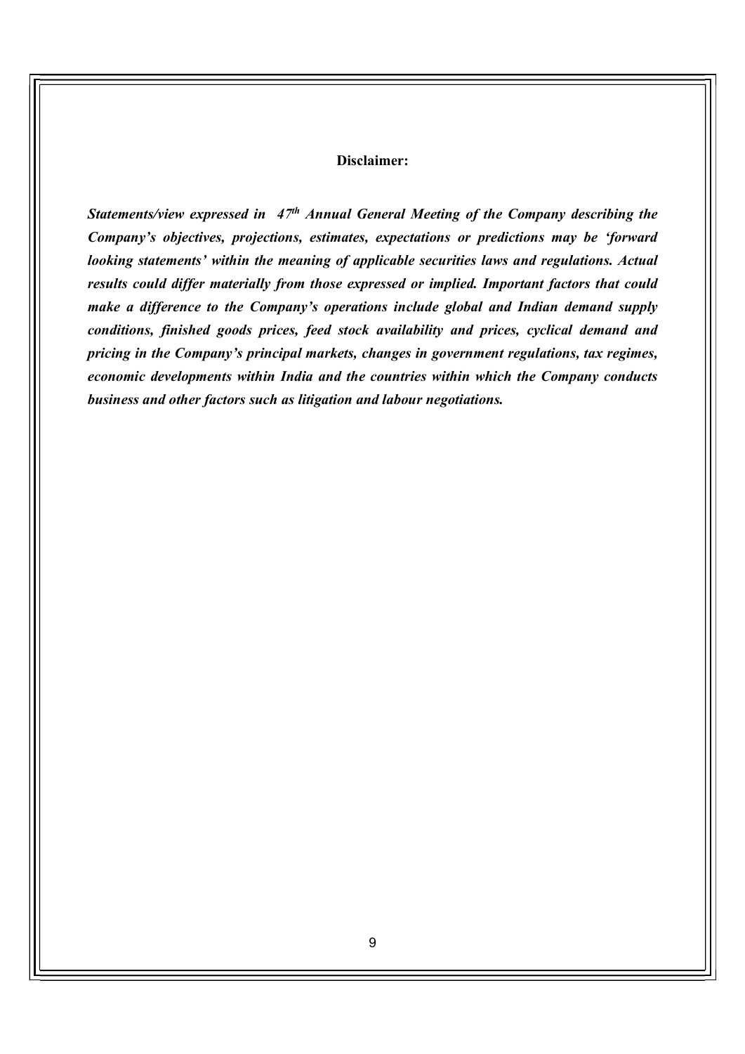**Disclaimer:**

***Statements/view expressed in 47th Annual General Meeting of the Company describing the Company's objectives, projections, estimates, expectations or predictions may be 'forward looking statements' within the meaning of applicable securities laws and regulations. Actual results could differ materially from those expressed or implied. Important factors that could make a difference to the Company's operations include global and Indian demand supply conditions, finished goods prices, feed stock availability and prices, cyclical demand and pricing in the Company's principal markets, changes in government regulations, tax regimes, economic developments within India and the countries within which the Company conducts business and other factors such as litigation and labour negotiations.***